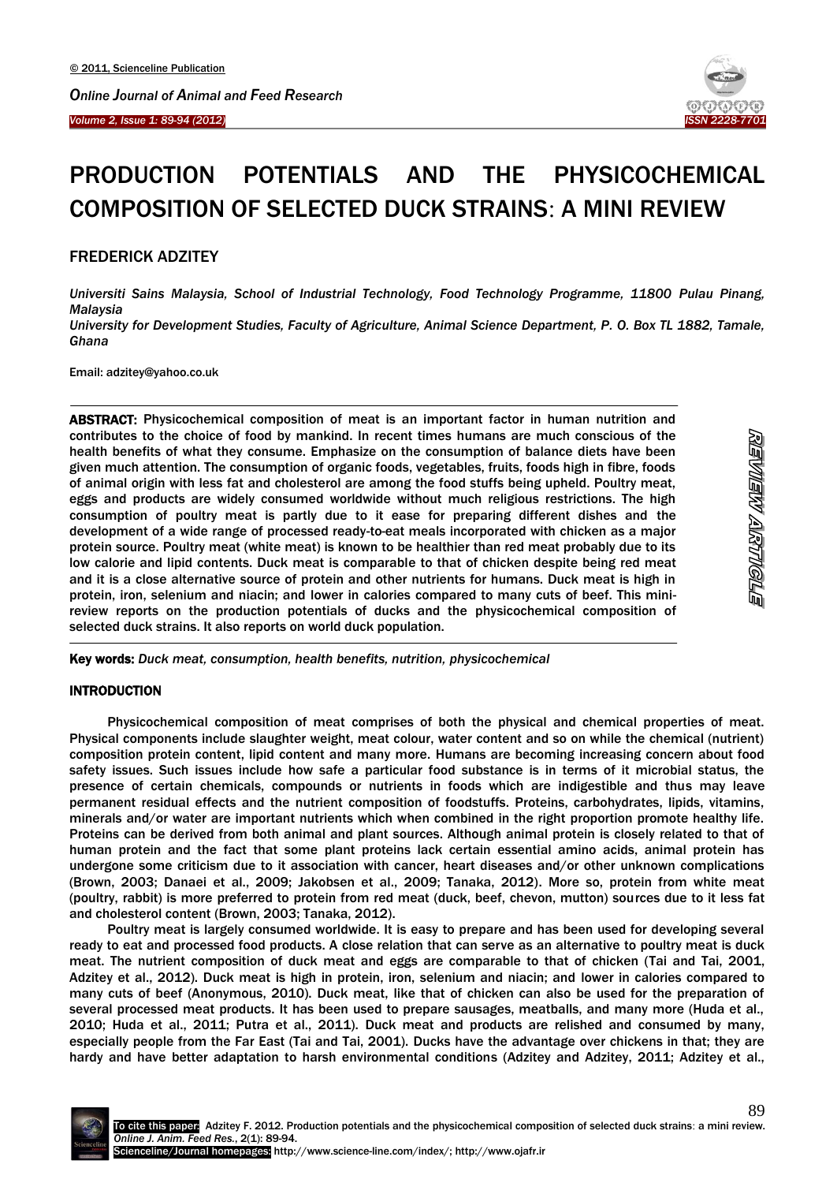# PRODUCTION POTENTIALS AND THE PHYSICOCHEMICAL COMPOSITION OF SELECTED DUCK STRAINS: A MINI REVIEW

## FREDERICK ADZITEY

*Universiti Sains Malaysia, School of Industrial Technology, Food Technology Programme, 11800 Pulau Pinang, Malaysia*

*University for Development Studies, Faculty of Agriculture, Animal Science Department, P. O. Box TL 1882, Tamale, Ghana*

Email: adzitey@yahoo.co.uk

REVIEW ARTICLE

**ABSTRACT:** Physicochemical composition of meat is an important factor in human nutrition and contributes to the choice of food by mankind. In recent times humans are much conscious of the health benefits of what they consume. Emphasize on the consumption of balance diets have been given much attention. The consumption of organic foods, vegetables, fruits, foods high in fibre, foods of animal origin with less fat and cholesterol are among the food stuffs being upheld. Poultry meat, eggs and products are widely consumed worldwide without much religious restrictions. The high consumption of poultry meat is partly due to it ease for preparing different dishes and the development of a wide range of processed ready-to-eat meals incorporated with chicken as a major protein source. Poultry meat (white meat) is known to be healthier than red meat probably due to its low calorie and lipid contents. Duck meat is comparable to that of chicken despite being red meat and it is a close alternative source of protein and other nutrients for humans. Duck meat is high in protein, iron, selenium and niacin; and lower in calories compared to many cuts of beef. This mini-review reports on the production potentials of ducks and the physicochemical composition of selected duck strains. It also reports on world duck population.

**Key words:** *Duck meat, consumption, health benefits, nutrition, physicochemical*

## INTRODUCTION

Physicochemical composition of meat comprises of both the physical and chemical properties of meat. Physical components include slaughter weight, meat colour, water content and so on while the chemical (nutrient) composition protein content, lipid content and many more. Humans are becoming increasing concern about food safety issues. Such issues include how safe a particular food substance is in terms of it microbial status, the presence of certain chemicals, compounds or nutrients in foods which are indigestible and thus may leave permanent residual effects and the nutrient composition of foodstuffs. Proteins, carbohydrates, lipids, vitamins, minerals and/or water are important nutrients which when combined in the right proportion promote healthy life. Proteins can be derived from both animal and plant sources. Although animal protein is closely related to that of human protein and the fact that some plant proteins lack certain essential amino acids, animal protein has undergone some criticism due to it association with cancer, heart diseases and/or other unknown complications (Brown, 2003; Danaei et al., 2009; Jakobsen et al., 2009; Tanaka, 2012). More so, protein from white meat (poultry, rabbit) is more preferred to protein from red meat (duck, beef, chevon, mutton) sources due to it less fat and cholesterol content (Brown, 2003; Tanaka, 2012).

Poultry meat is largely consumed worldwide. It is easy to prepare and has been used for developing several ready to eat and processed food products. A close relation that can serve as an alternative to poultry meat is duck meat. The nutrient composition of duck meat and eggs are comparable to that of chicken (Tai and Tai, 2001, Adzitey et al., 2012). Duck meat is high in protein, iron, selenium and niacin; and lower in calories compared to many cuts of beef (Anonymous, 2010). Duck meat, like that of chicken can also be used for the preparation of several processed meat products. It has been used to prepare sausages, meatballs, and many more (Huda et al., 2010; Huda et al., 2011; Putra et al., 2011). Duck meat and products are relished and consumed by many, especially people from the Far East (Tai and Tai, 2001). Ducks have the advantage over chickens in that; they are hardy and have better adaptation to harsh environmental conditions (Adzitey and Adzitey, 2011; Adzitey et al.,

**To cite this paper:** Adzitey F. 2012. Production potentials and the physicochemical composition of selected duck strains: a mini review. *Online J. Anim. Feed Res.*, 2(1): 89-94.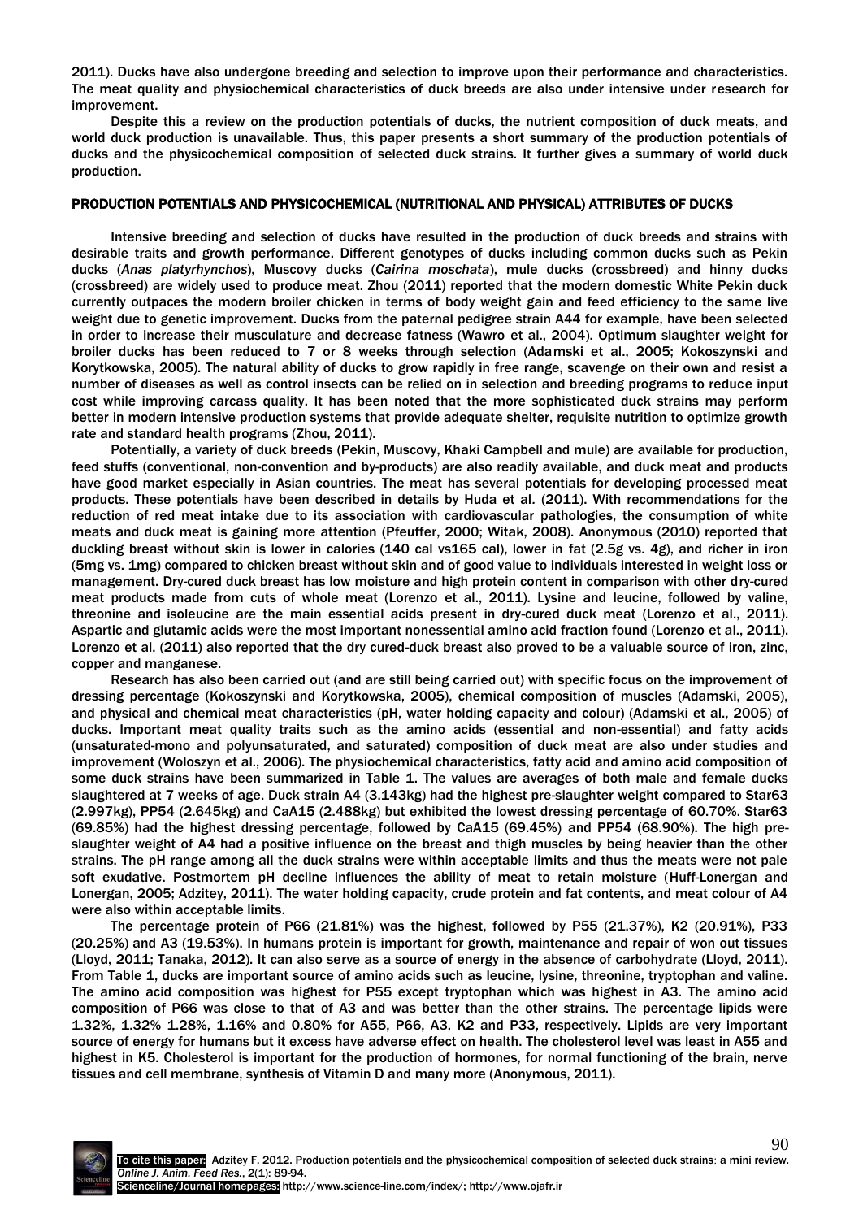2011). Ducks have also undergone breeding and selection to improve upon their performance and characteristics. The meat quality and physiochemical characteristics of duck breeds are also under intensive under research for improvement.

Despite this a review on the production potentials of ducks, the nutrient composition of duck meats, and world duck production is unavailable. Thus, this paper presents a short summary of the production potentials of ducks and the physicochemical composition of selected duck strains. It further gives a summary of world duck production.

## PRODUCTION POTENTIALS AND PHYSICOCHEMICAL (NUTRITIONAL AND PHYSICAL) ATTRIBUTES OF DUCKS

Intensive breeding and selection of ducks have resulted in the production of duck breeds and strains with desirable traits and growth performance. Different genotypes of ducks including common ducks such as Pekin ducks (*Anas platyrhynchos*), Muscovy ducks (*Cairina moschata*), mule ducks (crossbreed) and hinny ducks (crossbreed) are widely used to produce meat. Zhou (2011) reported that the modern domestic White Pekin duck currently outpaces the modern broiler chicken in terms of body weight gain and feed efficiency to the same live weight due to genetic improvement. Ducks from the paternal pedigree strain A44 for example, have been selected in order to increase their musculature and decrease fatness (Wawro et al., 2004). Optimum slaughter weight for broiler ducks has been reduced to 7 or 8 weeks through selection (Adamski et al., 2005; Kokoszynski and Korytkowska, 2005). The natural ability of ducks to grow rapidly in free range, scavenge on their own and resist a number of diseases as well as control insects can be relied on in selection and breeding programs to reduce input cost while improving carcass quality. It has been noted that the more sophisticated duck strains may perform better in modern intensive production systems that provide adequate shelter, requisite nutrition to optimize growth rate and standard health programs (Zhou, 2011).

Potentially, a variety of duck breeds (Pekin, Muscovy, Khaki Campbell and mule) are available for production, feed stuffs (conventional, non-convention and by-products) are also readily available, and duck meat and products have good market especially in Asian countries. The meat has several potentials for developing processed meat products. These potentials have been described in details by Huda et al. (2011). With recommendations for the reduction of red meat intake due to its association with cardiovascular pathologies, the consumption of white meats and duck meat is gaining more attention (Pfeuffer, 2000; Witak, 2008). Anonymous (2010) reported that duckling breast without skin is lower in calories (140 cal vs165 cal), lower in fat (2.5g vs. 4g), and richer in iron (5mg vs. 1mg) compared to chicken breast without skin and of good value to individuals interested in weight loss or management. Dry-cured duck breast has low moisture and high protein content in comparison with other dry-cured meat products made from cuts of whole meat (Lorenzo et al., 2011). Lysine and leucine, followed by valine, threonine and isoleucine are the main essential acids present in dry-cured duck meat (Lorenzo et al., 2011). Aspartic and glutamic acids were the most important nonessential amino acid fraction found (Lorenzo et al., 2011). Lorenzo et al. (2011) also reported that the dry cured-duck breast also proved to be a valuable source of iron, zinc, copper and manganese.

Research has also been carried out (and are still being carried out) with specific focus on the improvement of dressing percentage (Kokoszynski and Korytkowska, 2005), chemical composition of muscles (Adamski, 2005), and physical and chemical meat characteristics (pH, water holding capacity and colour) (Adamski et al., 2005) of ducks. Important meat quality traits such as the amino acids (essential and non-essential) and fatty acids (unsaturated-mono and polyunsaturated, and saturated) composition of duck meat are also under studies and improvement (Woloszyn et al., 2006). The physiochemical characteristics, fatty acid and amino acid composition of some duck strains have been summarized in Table 1. The values are averages of both male and female ducks slaughtered at 7 weeks of age. Duck strain A4 (3.143kg) had the highest pre-slaughter weight compared to Star63 (2.997kg), PP54 (2.645kg) and CaA15 (2.488kg) but exhibited the lowest dressing percentage of 60.70%. Star63 (69.85%) had the highest dressing percentage, followed by CaA15 (69.45%) and PP54 (68.90%). The high pre-slaughter weight of A4 had a positive influence on the breast and thigh muscles by being heavier than the other strains. The pH range among all the duck strains were within acceptable limits and thus the meats were not pale soft exudative. Postmortem pH decline influences the ability of meat to retain moisture (Huff-Lonergan and Lonergan, 2005; Adzitey, 2011). The water holding capacity, crude protein and fat contents, and meat colour of A4 were also within acceptable limits.

The percentage protein of P66 (21.81%) was the highest, followed by P55 (21.37%), K2 (20.91%), P33 (20.25%) and A3 (19.53%). In humans protein is important for growth, maintenance and repair of won out tissues (Lloyd, 2011; Tanaka, 2012). It can also serve as a source of energy in the absence of carbohydrate (Lloyd, 2011). From Table 1, ducks are important source of amino acids such as leucine, lysine, threonine, tryptophan and valine. The amino acid composition was highest for P55 except tryptophan which was highest in A3. The amino acid composition of P66 was close to that of A3 and was better than the other strains. The percentage lipids were 1.32%, 1.32% 1.28%, 1.16% and 0.80% for A55, P66, A3, K2 and P33, respectively. Lipids are very important source of energy for humans but it excess have adverse effect on health. The cholesterol level was least in A55 and highest in K5. Cholesterol is important for the production of hormones, for normal functioning of the brain, nerve tissues and cell membrane, synthesis of Vitamin D and many more (Anonymous, 2011).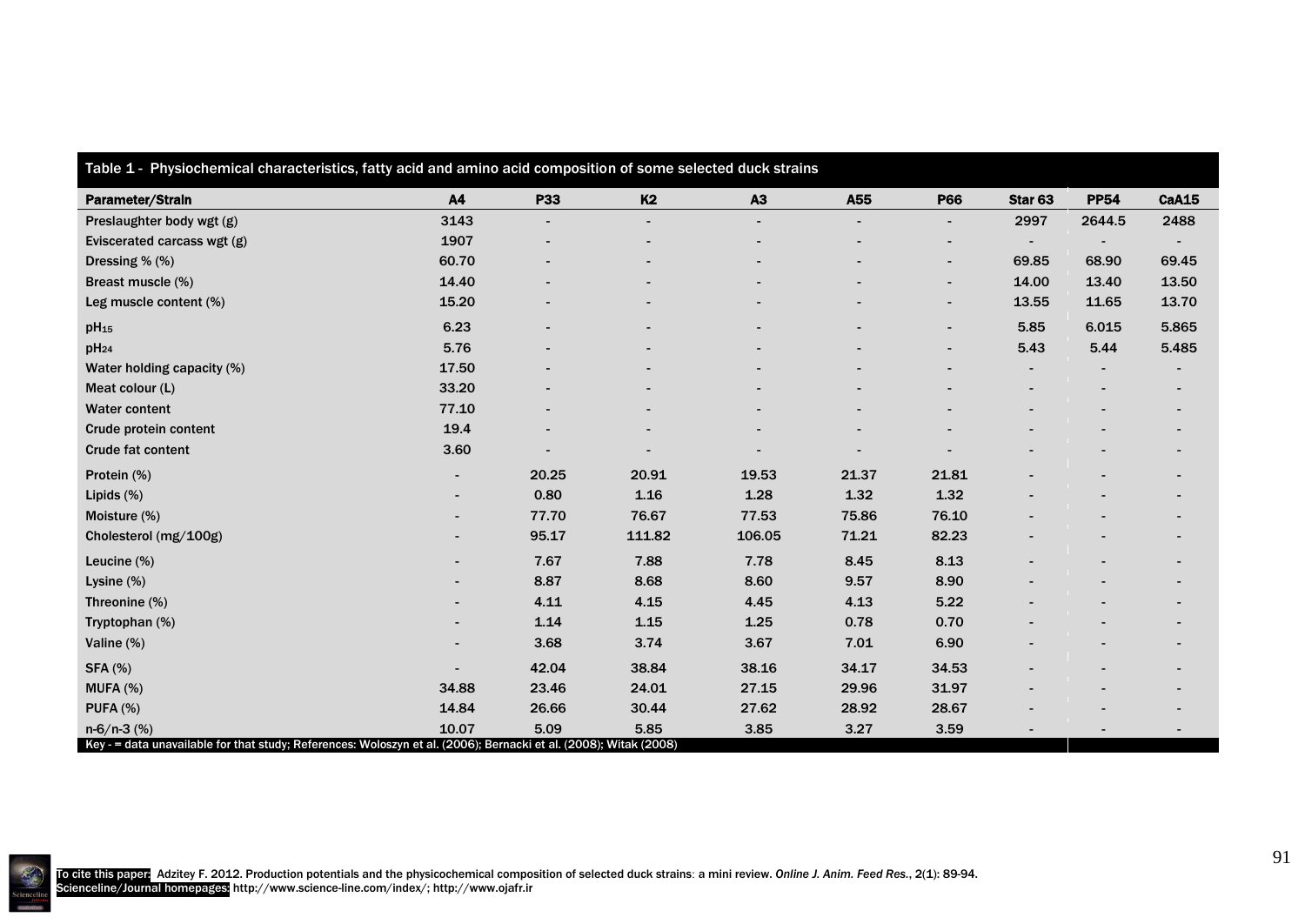Table 1 - Physiochemical characteristics, fatty acid and amino acid composition of some selected duck strains

| Parameter/Strain | A4 | P33 | K2 | A3 | A55 | P66 | Star 63 | PP54 | CaA15 |
|---|---|---|---|---|---|---|---|---|---|
| Preslaughter body wgt (g) | 3143 | - | - | - | - | - | 2997 | 2644.5 | 2488 |
| Eviscerated carcass wgt (g) | 1907 | - | - | - | - | - | - | - | - |
| Dressing % (%) | 60.70 | - | - | - | - | - | 69.85 | 68.90 | 69.45 |
| Breast muscle (%) | 14.40 | - | - | - | - | - | 14.00 | 13.40 | 13.50 |
| Leg muscle content (%) | 15.20 | - | - | - | - | - | 13.55 | 11.65 | 13.70 |
| $pH_{15}$ | 6.23 | - | - | - | - | - | 5.85 | 6.015 | 5.865 |
| $pH_{24}$ | 5.76 | - | - | - | - | - | 5.43 | 5.44 | 5.485 |
| Water holding capacity (%) | 17.50 | - | - | - | - | - | - | - | - |
| Meat colour (L) | 33.20 | - | - | - | - | - | - | - | - |
| Water content | 77.10 | - | - | - | - | - | - | - | - |
| Crude protein content | 19.4 | - | - | - | - | - | - | - | - |
| Crude fat content | 3.60 | - | - | - | - | - | - | - | - |
| Protein (%) | - | 20.25 | 20.91 | 19.53 | 21.37 | 21.81 | - | - | - |
| Lipids (%) | - | 0.80 | 1.16 | 1.28 | 1.32 | 1.32 | - | - | - |
| Moisture (%) | - | 77.70 | 76.67 | 77.53 | 75.86 | 76.10 | - | - | - |
| Cholesterol (mg/100g) | - | 95.17 | 111.82 | 106.05 | 71.21 | 82.23 | - | - | - |
| Leucine (%) | - | 7.67 | 7.88 | 7.78 | 8.45 | 8.13 | - | - | - |
| Lysine (%) | - | 8.87 | 8.68 | 8.60 | 9.57 | 8.90 | - | - | - |
| Threonine (%) | - | 4.11 | 4.15 | 4.45 | 4.13 | 5.22 | - | - | - |
| Tryptophan (%) | - | 1.14 | 1.15 | 1.25 | 0.78 | 0.70 | - | - | - |
| Valine (%) | - | 3.68 | 3.74 | 3.67 | 7.01 | 6.90 | - | - | - |
| SFA (%) | - | 42.04 | 38.84 | 38.16 | 34.17 | 34.53 | - | - | - |
| MUFA (%) | 34.88 | 23.46 | 24.01 | 27.15 | 29.96 | 31.97 | - | - | - |
| PUFA (%) | 14.84 | 26.66 | 30.44 | 27.62 | 28.92 | 28.67 | - | - | - |
| n-6/n-3 (%) | 10.07 | 5.09 | 5.85 | 3.85 | 3.27 | 3.59 | - | - | - |

Key - = data unavailable for that study; References: Woloszyn et al. (2006); Bernacki et al. (2008); Witak (2008)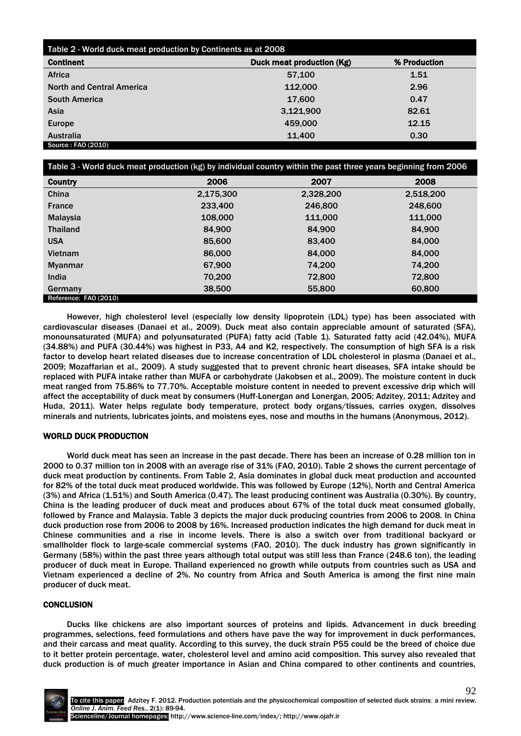Table 2 - World duck meat production by Continents as at 2008

| Continent | Duck meat production (Kg) | % Production |
|---|---|---|
| Africa | 57,100 | 1.51 |
| North and Central America | 112,000 | 2.96 |
| South America | 17,600 | 0.47 |
| Asia | 3,121,900 | 82.61 |
| Europe | 459,000 | 12.15 |
| Australia | 11,400 | 0.30 |

Source : FAO (2010)

Table 3 - World duck meat production (kg) by individual country within the past three years beginning from 2006

| Country | 2006 | 2007 | 2008 |
|---|---|---|---|
| China | 2,175,300 | 2,328,200 | 2,518,200 |
| France | 233,400 | 246,800 | 248,600 |
| Malaysia | 108,000 | 111,000 | 111,000 |
| Thailand | 84,900 | 84,900 | 84,900 |
| USA | 85,600 | 83,400 | 84,000 |
| Vietnam | 86,000 | 84,000 | 84,000 |
| Myanmar | 67,900 | 74,200 | 74,200 |
| India | 70,200 | 72,800 | 72,800 |
| Germany | 38,500 | 55,800 | 60,800 |

Reference: FAO (2010)

However, high cholesterol level (especially low density lipoprotein (LDL) type) has been associated with cardiovascular diseases (Danaei et al., 2009). Duck meat also contain appreciable amount of saturated (SFA), monounsaturated (MUFA) and polyunsaturated (PUFA) fatty acid (Table 1). Saturated fatty acid (42.04%), MUFA (34.88%) and PUFA (30.44%) was highest in P33, A4 and K2, respectively. The consumption of high SFA is a risk factor to develop heart related diseases due to increase concentration of LDL cholesterol in plasma (Danaei et al., 2009; Mozaffarian et al., 2009). A study suggested that to prevent chronic heart diseases, SFA intake should be replaced with PUFA intake rather than MUFA or carbohydrate (Jakobsen et al., 2009). The moisture content in duck meat ranged from 75.86% to 77.70%. Acceptable moisture content in needed to prevent excessive drip which will affect the acceptability of duck meat by consumers (Huff-Lonergan and Lonergan, 2005; Adzitey, 2011; Adzitey and Huda, 2011). Water helps regulate body temperature, protect body organs/tissues, carries oxygen, dissolves minerals and nutrients, lubricates joints, and moistens eyes, nose and mouths in the humans (Anonymous, 2012).

## WORLD DUCK PRODUCTION

World duck meat has seen an increase in the past decade. There has been an increase of 0.28 million ton in 2000 to 0.37 million ton in 2008 with an average rise of 31% (FAO, 2010). Table 2 shows the current percentage of duck meat production by continents. From Table 2, Asia dominates in global duck meat production and accounted for 82% of the total duck meat produced worldwide. This was followed by Europe (12%), North and Central America (3%) and Africa (1.51%) and South America (0.47). The least producing continent was Australia (0.30%). By country, China is the leading producer of duck meat and produces about 67% of the total duck meat consumed globally, followed by France and Malaysia. Table 3 depicts the major duck producing countries from 2006 to 2008. In China duck production rose from 2006 to 2008 by 16%. Increased production indicates the high demand for duck meat in Chinese communities and a rise in income levels. There is also a switch over from traditional backyard or smallholder flock to large-scale commercial systems (FAO, 2010). The duck industry has grown significantly in Germany (58%) within the past three years although total output was still less than France (248.6 ton), the leading producer of duck meat in Europe. Thailand experienced no growth while outputs from countries such as USA and Vietnam experienced a decline of 2%. No country from Africa and South America is among the first nine main producer of duck meat.

## CONCLUSION

Ducks like chickens are also important sources of proteins and lipids. Advancement in duck breeding programmes, selections, feed formulations and others have pave the way for improvement in duck performances, and their carcass and meat quality. According to this survey, the duck strain P55 could be the breed of choice due to it better protein percentage, water, cholesterol level and amino acid composition. This survey also revealed that duck production is of much greater importance in Asian and China compared to other continents and countries,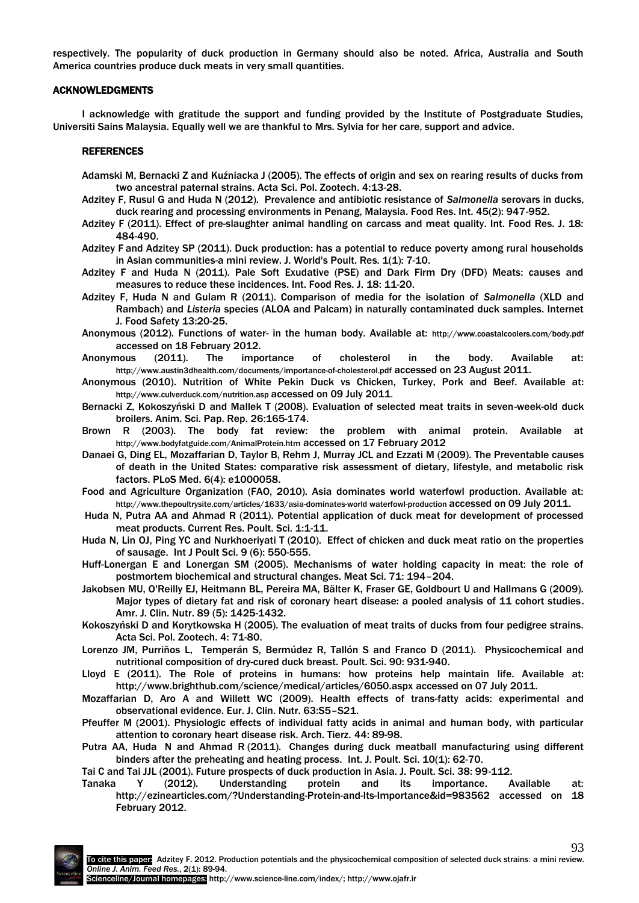respectively. The popularity of duck production in Germany should also be noted. Africa, Australia and South America countries produce duck meats in very small quantities.

## ACKNOWLEDGMENTS

I acknowledge with gratitude the support and funding provided by the Institute of Postgraduate Studies, Universiti Sains Malaysia. Equally well we are thankful to Mrs. Sylvia for her care, support and advice.

## REFERENCES

Adamski M, Bernacki Z and Kuźniacka J (2005). The effects of origin and sex on rearing results of ducks from two ancestral paternal strains. Acta Sci. Pol. Zootech. 4:13-28.

Adzitey F, Rusul G and Huda N (2012). Prevalence and antibiotic resistance of *Salmonella* serovars in ducks, duck rearing and processing environments in Penang, Malaysia. Food Res. Int. 45(2): 947-952.

Adzitey F (2011). Effect of pre-slaughter animal handling on carcass and meat quality. Int. Food Res. J. 18: 484-490.

Adzitey F and Adzitey SP (2011). Duck production: has a potential to reduce poverty among rural households in Asian communities-a mini review. J. World's Poult. Res. 1(1): 7-10.

Adzitey F and Huda N (2011). Pale Soft Exudative (PSE) and Dark Firm Dry (DFD) Meats: causes and measures to reduce these incidences. Int. Food Res. J. 18: 11-20.

Adzitey F, Huda N and Gulam R (2011). Comparison of media for the isolation of *Salmonella* (XLD and Rambach) and *Listeria* species (ALOA and Palcam) in naturally contaminated duck samples. Internet J. Food Safety 13:20-25.

Anonymous (2012). Functions of water- in the human body. Available at: http://www.coastalcoolers.com/body.pdf accessed on 18 February 2012.

Anonymous (2011). The importance of cholesterol in the body. Available at: http://www.austin3dhealth.com/documents/importance-of-cholesterol.pdf accessed on 23 August 2011.

Anonymous (2010). Nutrition of White Pekin Duck vs Chicken, Turkey, Pork and Beef. Available at: http://www.culverduck.com/nutrition.asp accessed on 09 July 2011.

Bernacki Z, Kokoszyński D and Mallek T (2008). Evaluation of selected meat traits in seven-week-old duck broilers. Anim. Sci. Pap. Rep. 26:165-174.

Brown R (2003). The body fat review: the problem with animal protein. Available at http://www.bodyfatguide.com/AnimalProtein.htm accessed on 17 February 2012

Danaei G, Ding EL, Mozaffarian D, Taylor B, Rehm J, Murray JCL and Ezzati M (2009). The Preventable causes of death in the United States: comparative risk assessment of dietary, lifestyle, and metabolic risk factors. PLoS Med. 6(4): e1000058.

Food and Agriculture Organization (FAO, 2010). Asia dominates world waterfowl production. Available at: http://www.thepoultrysite.com/articles/1633/asia-dominates-world waterfowl-production accessed on 09 July 2011.

Huda N, Putra AA and Ahmad R (2011). Potential application of duck meat for development of processed meat products. Current Res. Poult. Sci. 1:1-11.

Huda N, Lin OJ, Ping YC and Nurkhoeriyati T (2010). Effect of chicken and duck meat ratio on the properties of sausage. Int J Poult Sci. 9 (6): 550-555.

Huff-Lonergan E and Lonergan SM (2005). Mechanisms of water holding capacity in meat: the role of postmortem biochemical and structural changes. Meat Sci. 71: 194–204.

Jakobsen MU, O'Reilly EJ, Heitmann BL, Pereira MA, Bälter K, Fraser GE, Goldbourt U and Hallmans G (2009). Major types of dietary fat and risk of coronary heart disease: a pooled analysis of 11 cohort studies. Amr. J. Clin. Nutr. 89 (5): 1425-1432.

Kokoszyński D and Korytkowska H (2005). The evaluation of meat traits of ducks from four pedigree strains. Acta Sci. Pol. Zootech. 4: 71-80.

Lorenzo JM, Purriños L, Temperán S, Bermúdez R, Tallón S and Franco D (2011). Physicochemical and nutritional composition of dry-cured duck breast. Poult. Sci. 90: 931-940.

Lloyd E (2011). The Role of proteins in humans: how proteins help maintain life. Available at: http://www.brighthub.com/science/medical/articles/6050.aspx accessed on 07 July 2011.

Mozaffarian D, Aro A and Willett WC (2009). Health effects of trans-fatty acids: experimental and observational evidence. Eur. J. Clin. Nutr. 63:S5–S21.

Pfeuffer M (2001). Physiologic effects of individual fatty acids in animal and human body, with particular attention to coronary heart disease risk. Arch. Tierz. 44: 89-98.

Putra AA, Huda N and Ahmad R (2011). Changes during duck meatball manufacturing using different binders after the preheating and heating process. Int. J. Poult. Sci. 10(1): 62-70.

Tai C and Tai JJL (2001). Future prospects of duck production in Asia. J. Poult. Sci. 38: 99-112.

Tanaka Y (2012). Understanding protein and its importance. Available at: http://ezinearticles.com/?Understanding-Protein-and-Its-Importance&id=983562 accessed on 18 February 2012.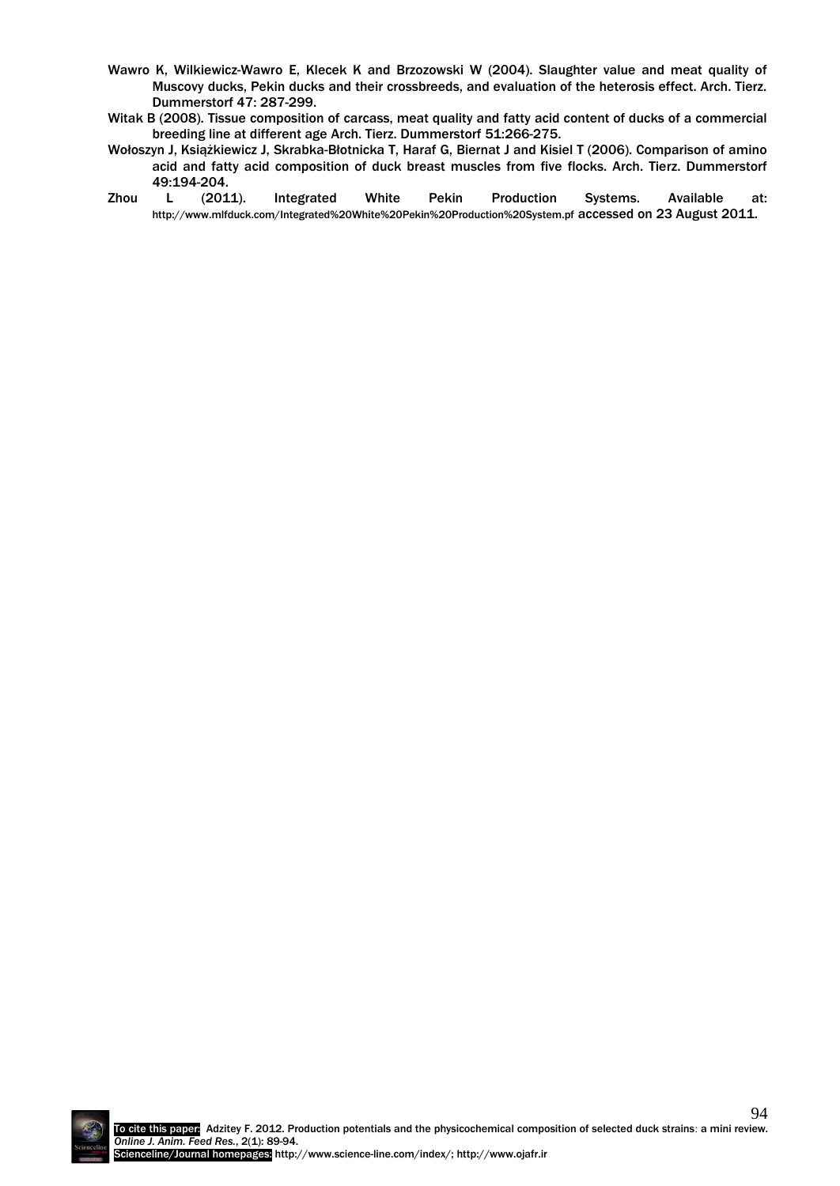Wawro K, Wilkiewicz-Wawro E, Klecek K and Brzozowski W (2004). Slaughter value and meat quality of Muscovy ducks, Pekin ducks and their crossbreeds, and evaluation of the heterosis effect. Arch. Tierz. Dummerstorf 47: 287-299.

Witak B (2008). Tissue composition of carcass, meat quality and fatty acid content of ducks of a commercial breeding line at different age Arch. Tierz. Dummerstorf 51:266-275.

Wołoszyn J, Książkiewicz J, Skrabka-Błotnicka T, Haraf G, Biernat J and Kisiel T (2006). Comparison of amino acid and fatty acid composition of duck breast muscles from five flocks. Arch. Tierz. Dummerstorf 49:194-204.

Zhou L (2011). Integrated White Pekin Production Systems. Available at: http://www.mlfduck.com/Integrated%20White%20Pekin%20Production%20System.pf accessed on 23 August 2011.